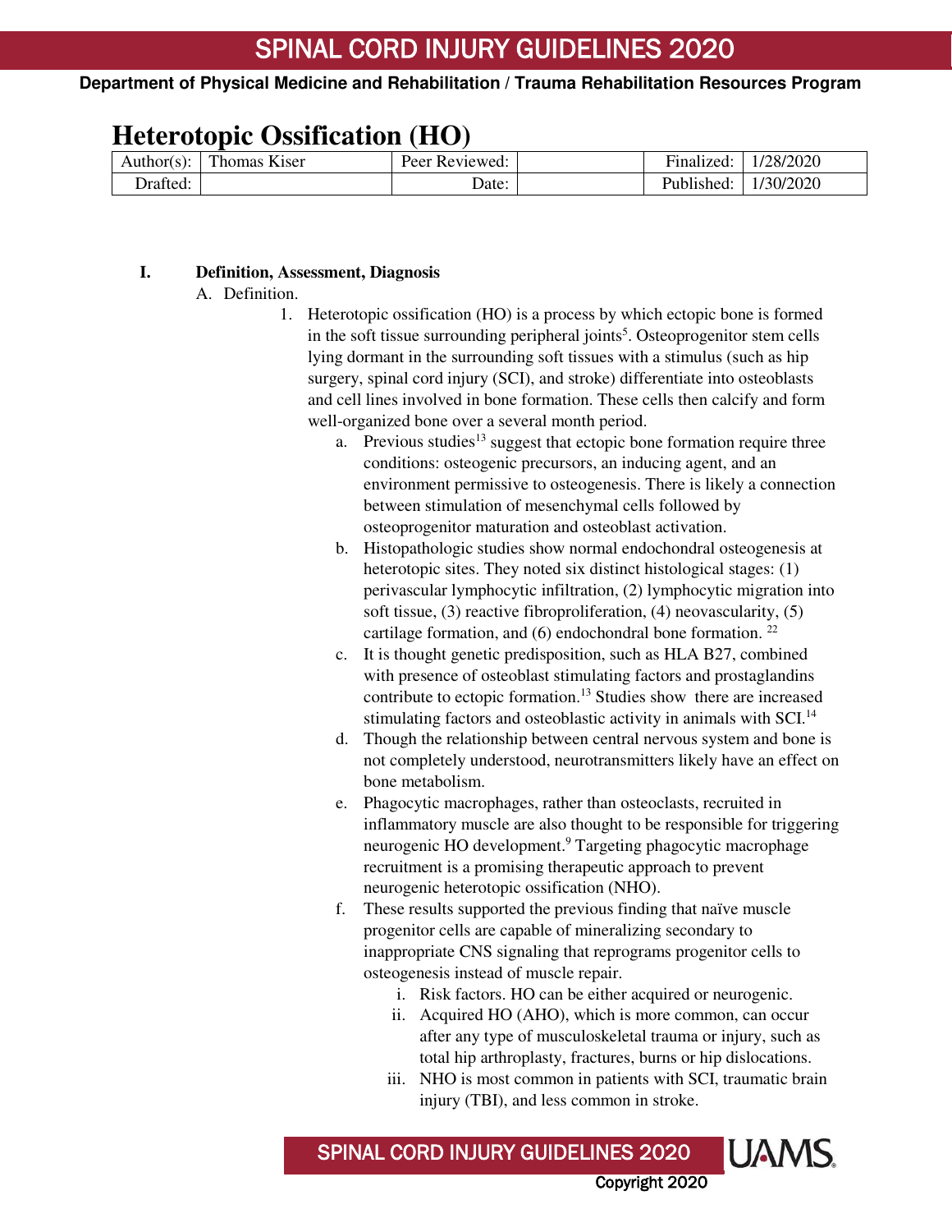# Heterotopic Ossification (HO)

| Author(s): | Thomas Kiser | Peer Reviewed: | | Finalized: | 1/28/2020 |
|---|---|---|---|---|---|
| Drafted: | | Date: | | Published: | 1/30/2020 |

## I. Definition, Assessment, Diagnosis

A. Definition.

1. Heterotopic ossification (HO) is a process by which ectopic bone is formed in the soft tissue surrounding peripheral joints[5]. Osteoprogenitor stem cells lying dormant in the surrounding soft tissues with a stimulus (such as hip surgery, spinal cord injury (SCI), and stroke) differentiate into osteoblasts and cell lines involved in bone formation. These cells then calcify and form well-organized bone over a several month period.
    a. Previous studies[13] suggest that ectopic bone formation require three conditions: osteogenic precursors, an inducing agent, and an environment permissive to osteogenesis. There is likely a connection between stimulation of mesenchymal cells followed by osteoprogenitor maturation and osteoblast activation.
    b. Histopathologic studies show normal endochondral osteogenesis at heterotopic sites. They noted six distinct histological stages: (1) perivascular lymphocytic infiltration, (2) lymphocytic migration into soft tissue, (3) reactive fibroproliferation, (4) neovascularity, (5) cartilage formation, and (6) endochondral bone formation. [22]
    c. It is thought genetic predisposition, such as HLA B27, combined with presence of osteoblast stimulating factors and prostaglandins contribute to ectopic formation.[13] Studies show there are increased stimulating factors and osteoblastic activity in animals with SCI.[14]
    d. Though the relationship between central nervous system and bone is not completely understood, neurotransmitters likely have an effect on bone metabolism.
    e. Phagocytic macrophages, rather than osteoclasts, recruited in inflammatory muscle are also thought to be responsible for triggering neurogenic HO development.[9] Targeting phagocytic macrophage recruitment is a promising therapeutic approach to prevent neurogenic heterotopic ossification (NHO).
    f. These results supported the previous finding that naïve muscle progenitor cells are capable of mineralizing secondary to inappropriate CNS signaling that reprograms progenitor cells to osteogenesis instead of muscle repair.
        i. Risk factors. HO can be either acquired or neurogenic.
        ii. Acquired HO (AHO), which is more common, can occur after any type of musculoskeletal trauma or injury, such as total hip arthroplasty, fractures, burns or hip dislocations.
        iii. NHO is most common in patients with SCI, traumatic brain injury (TBI), and less common in stroke.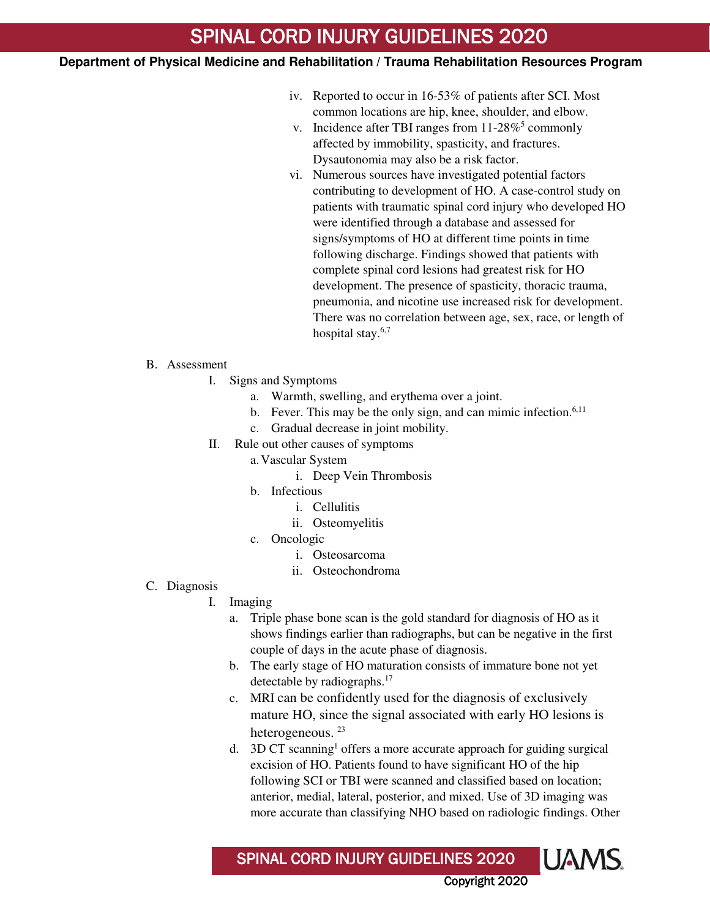iv. Reported to occur in 16-53% of patients after SCI. Most common locations are hip, knee, shoulder, and elbow.

v. Incidence after TBI ranges from 11-28%[5] commonly affected by immobility, spasticity, and fractures. Dysautonomia may also be a risk factor.

vi. Numerous sources have investigated potential factors contributing to development of HO. A case-control study on patients with traumatic spinal cord injury who developed HO were identified through a database and assessed for signs/symptoms of HO at different time points in time following discharge. Findings showed that patients with complete spinal cord lesions had greatest risk for HO development. The presence of spasticity, thoracic trauma, pneumonia, and nicotine use increased risk for development. There was no correlation between age, sex, race, or length of hospital stay.[6,7]

B. Assessment

I. Signs and Symptoms

a. Warmth, swelling, and erythema over a joint.

b. Fever. This may be the only sign, and can mimic infection.[6,11]

c. Gradual decrease in joint mobility.

II. Rule out other causes of symptoms

a. Vascular System

i. Deep Vein Thrombosis

b. Infectious

i. Cellulitis

ii. Osteomyelitis

c. Oncologic

i. Osteosarcoma

ii. Osteochondroma

C. Diagnosis

I. Imaging

a. Triple phase bone scan is the gold standard for diagnosis of HO as it shows findings earlier than radiographs, but can be negative in the first couple of days in the acute phase of diagnosis.

b. The early stage of HO maturation consists of immature bone not yet detectable by radiographs.[17]

c. MRI can be confidently used for the diagnosis of exclusively mature HO, since the signal associated with early HO lesions is heterogeneous.[23]

d. 3D CT scanning[1] offers a more accurate approach for guiding surgical excision of HO. Patients found to have significant HO of the hip following SCI or TBI were scanned and classified based on location; anterior, medial, lateral, posterior, and mixed. Use of 3D imaging was more accurate than classifying NHO based on radiologic findings. Other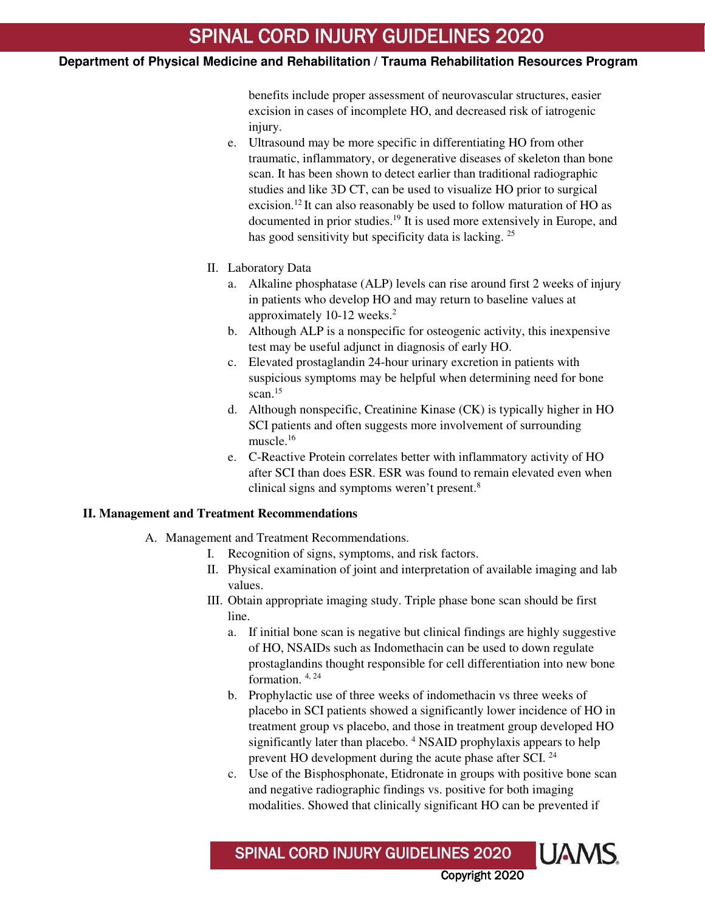benefits include proper assessment of neurovascular structures, easier excision in cases of incomplete HO, and decreased risk of iatrogenic injury.

e. Ultrasound may be more specific in differentiating HO from other traumatic, inflammatory, or degenerative diseases of skeleton than bone scan. It has been shown to detect earlier than traditional radiographic studies and like 3D CT, can be used to visualize HO prior to surgical excision.[12] It can also reasonably be used to follow maturation of HO as documented in prior studies.[19] It is used more extensively in Europe, and has good sensitivity but specificity data is lacking. [25]

II. Laboratory Data

a. Alkaline phosphatase (ALP) levels can rise around first 2 weeks of injury in patients who develop HO and may return to baseline values at approximately 10-12 weeks.[2]
b. Although ALP is a nonspecific for osteogenic activity, this inexpensive test may be useful adjunct in diagnosis of early HO.
c. Elevated prostaglandin 24-hour urinary excretion in patients with suspicious symptoms may be helpful when determining need for bone scan.[15]
d. Although nonspecific, Creatinine Kinase (CK) is typically higher in HO SCI patients and often suggests more involvement of surrounding muscle.[16]
e. C-Reactive Protein correlates better with inflammatory activity of HO after SCI than does ESR. ESR was found to remain elevated even when clinical signs and symptoms weren't present.[8]

**II. Management and Treatment Recommendations**

A. Management and Treatment Recommendations.

I. Recognition of signs, symptoms, and risk factors.

II. Physical examination of joint and interpretation of available imaging and lab values.

III. Obtain appropriate imaging study. Triple phase bone scan should be first line.

a. If initial bone scan is negative but clinical findings are highly suggestive of HO, NSAIDs such as Indomethacin can be used to down regulate prostaglandins thought responsible for cell differentiation into new bone formation. [4, 24]
b. Prophylactic use of three weeks of indomethacin vs three weeks of placebo in SCI patients showed a significantly lower incidence of HO in treatment group vs placebo, and those in treatment group developed HO significantly later than placebo. [4] NSAID prophylaxis appears to help prevent HO development during the acute phase after SCI. [24]
c. Use of the Bisphosphonate, Etidronate in groups with positive bone scan and negative radiographic findings vs. positive for both imaging modalities. Showed that clinically significant HO can be prevented if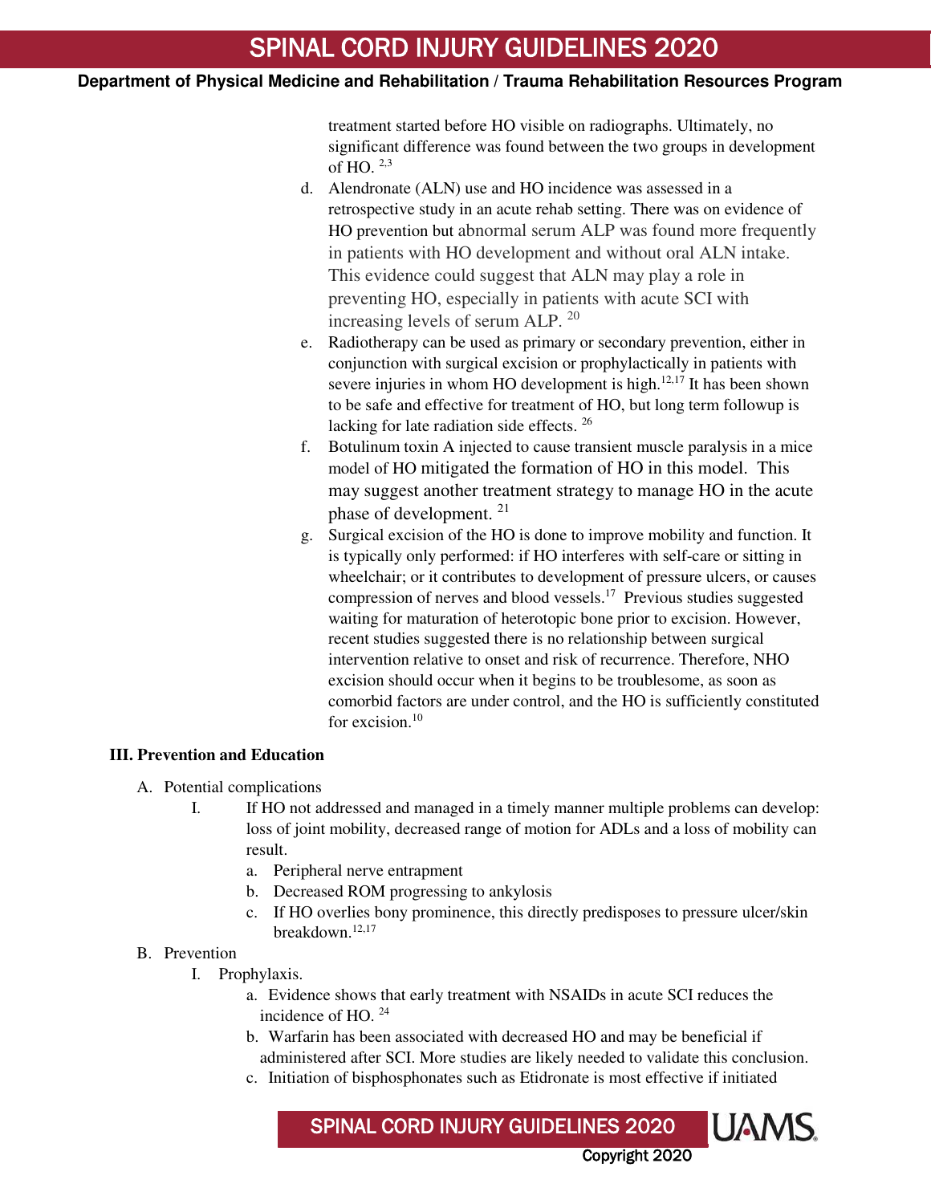treatment started before HO visible on radiographs. Ultimately, no significant difference was found between the two groups in development of HO. [2,3]

d. Alendronate (ALN) use and HO incidence was assessed in a retrospective study in an acute rehab setting. There was on evidence of HO prevention but abnormal serum ALP was found more frequently in patients with HO development and without oral ALN intake. This evidence could suggest that ALN may play a role in preventing HO, especially in patients with acute SCI with increasing levels of serum ALP. [20]

e. Radiotherapy can be used as primary or secondary prevention, either in conjunction with surgical excision or prophylactically in patients with severe injuries in whom HO development is high.[12,17] It has been shown to be safe and effective for treatment of HO, but long term followup is lacking for late radiation side effects. [26]

f. Botulinum toxin A injected to cause transient muscle paralysis in a mice model of HO mitigated the formation of HO in this model. This may suggest another treatment strategy to manage HO in the acute phase of development. [21]

g. Surgical excision of the HO is done to improve mobility and function. It is typically only performed: if HO interferes with self-care or sitting in wheelchair; or it contributes to development of pressure ulcers, or causes compression of nerves and blood vessels.[17] Previous studies suggested waiting for maturation of heterotopic bone prior to excision. However, recent studies suggested there is no relationship between surgical intervention relative to onset and risk of recurrence. Therefore, NHO excision should occur when it begins to be troublesome, as soon as comorbid factors are under control, and the HO is sufficiently constituted for excision.[10]

## III. Prevention and Education

A. Potential complications

I. If HO not addressed and managed in a timely manner multiple problems can develop: loss of joint mobility, decreased range of motion for ADLs and a loss of mobility can result.

a. Peripheral nerve entrapment

b. Decreased ROM progressing to ankylosis

c. If HO overlies bony prominence, this directly predisposes to pressure ulcer/skin breakdown.[12,17]

B. Prevention

I. Prophylaxis.

a. Evidence shows that early treatment with NSAIDs in acute SCI reduces the incidence of HO. [24]

b. Warfarin has been associated with decreased HO and may be beneficial if administered after SCI. More studies are likely needed to validate this conclusion.

c. Initiation of bisphosphonates such as Etidronate is most effective if initiated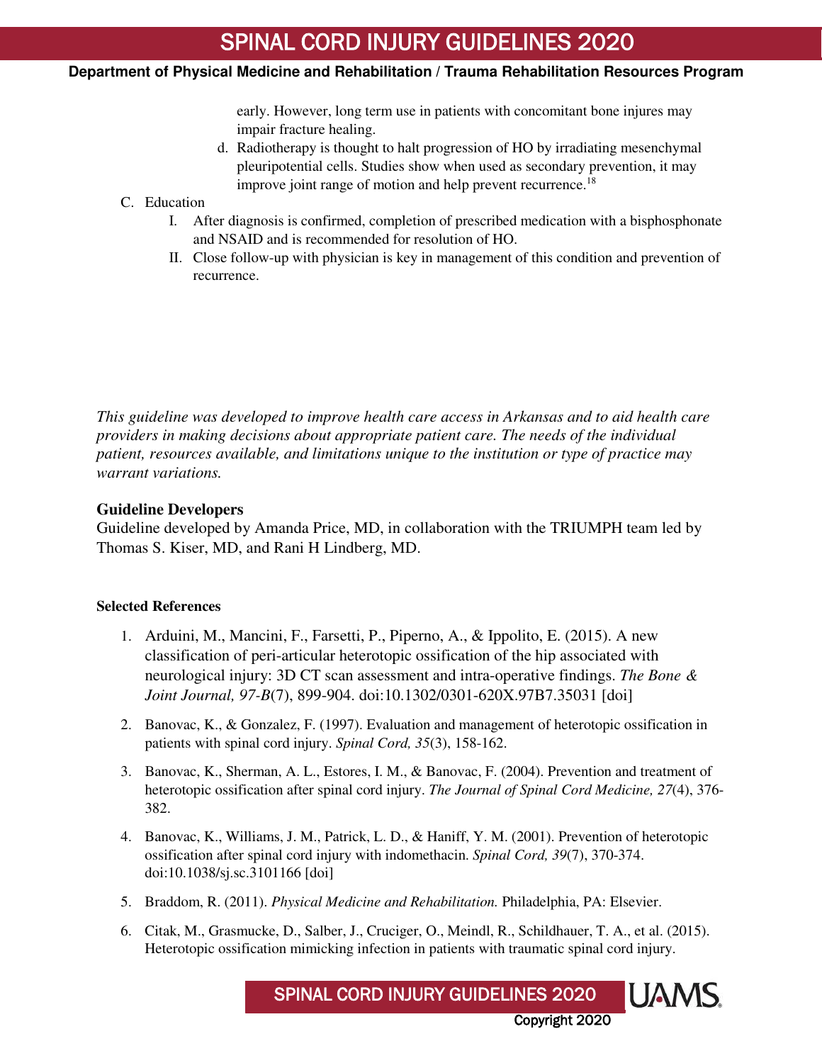early. However, long term use in patients with concomitant bone injures may impair fracture healing.

d. Radiotherapy is thought to halt progression of HO by irradiating mesenchymal pleuripotential cells. Studies show when used as secondary prevention, it may improve joint range of motion and help prevent recurrence.[18]

C. Education

I. After diagnosis is confirmed, completion of prescribed medication with a bisphosphonate and NSAID and is recommended for resolution of HO.

II. Close follow-up with physician is key in management of this condition and prevention of recurrence.

*This guideline was developed to improve health care access in Arkansas and to aid health care providers in making decisions about appropriate patient care. The needs of the individual patient, resources available, and limitations unique to the institution or type of practice may warrant variations.*

**Guideline Developers**

Guideline developed by Amanda Price, MD, in collaboration with the TRIUMPH team led by Thomas S. Kiser, MD, and Rani H Lindberg, MD.

**Selected References**

1. Arduini, M., Mancini, F., Farsetti, P., Piperno, A., & Ippolito, E. (2015). A new classification of peri-articular heterotopic ossification of the hip associated with neurological injury: 3D CT scan assessment and intra-operative findings. *The Bone & Joint Journal, 97-B*(7), 899-904. doi:10.1302/0301-620X.97B7.35031 [doi]
2. Banovac, K., & Gonzalez, F. (1997). Evaluation and management of heterotopic ossification in patients with spinal cord injury. *Spinal Cord, 35*(3), 158-162.
3. Banovac, K., Sherman, A. L., Estores, I. M., & Banovac, F. (2004). Prevention and treatment of heterotopic ossification after spinal cord injury. *The Journal of Spinal Cord Medicine, 27*(4), 376-382.
4. Banovac, K., Williams, J. M., Patrick, L. D., & Haniff, Y. M. (2001). Prevention of heterotopic ossification after spinal cord injury with indomethacin. *Spinal Cord, 39*(7), 370-374. doi:10.1038/sj.sc.3101166 [doi]
5. Braddom, R. (2011). *Physical Medicine and Rehabilitation.* Philadelphia, PA: Elsevier.
6. Citak, M., Grasmucke, D., Salber, J., Cruciger, O., Meindl, R., Schildhauer, T. A., et al. (2015). Heterotopic ossification mimicking infection in patients with traumatic spinal cord injury.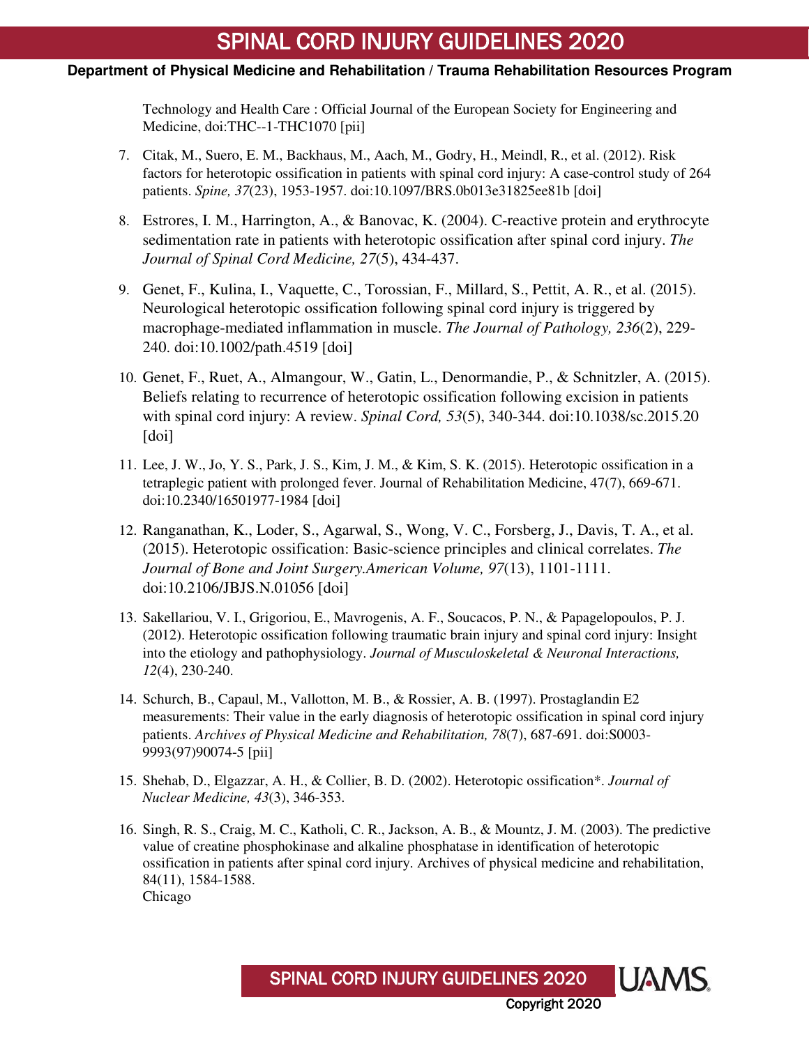Technology and Health Care : Official Journal of the European Society for Engineering and Medicine, doi:THC--1-THC1070 [pii]

7. Citak, M., Suero, E. M., Backhaus, M., Aach, M., Godry, H., Meindl, R., et al. (2012). Risk factors for heterotopic ossification in patients with spinal cord injury: A case-control study of 264 patients. *Spine, 37*(23), 1953-1957. doi:10.1097/BRS.0b013e31825ee81b [doi]
8. Estrores, I. M., Harrington, A., & Banovac, K. (2004). C-reactive protein and erythrocyte sedimentation rate in patients with heterotopic ossification after spinal cord injury. *The Journal of Spinal Cord Medicine, 27*(5), 434-437.
9. Genet, F., Kulina, I., Vaquette, C., Torossian, F., Millard, S., Pettit, A. R., et al. (2015). Neurological heterotopic ossification following spinal cord injury is triggered by macrophage-mediated inflammation in muscle. *The Journal of Pathology, 236*(2), 229-240. doi:10.1002/path.4519 [doi]
10. Genet, F., Ruet, A., Almangour, W., Gatin, L., Denormandie, P., & Schnitzler, A. (2015). Beliefs relating to recurrence of heterotopic ossification following excision in patients with spinal cord injury: A review. *Spinal Cord, 53*(5), 340-344. doi:10.1038/sc.2015.20 [doi]
11. Lee, J. W., Jo, Y. S., Park, J. S., Kim, J. M., & Kim, S. K. (2015). Heterotopic ossification in a tetraplegic patient with prolonged fever. Journal of Rehabilitation Medicine, 47(7), 669-671. doi:10.2340/16501977-1984 [doi]
12. Ranganathan, K., Loder, S., Agarwal, S., Wong, V. C., Forsberg, J., Davis, T. A., et al. (2015). Heterotopic ossification: Basic-science principles and clinical correlates. *The Journal of Bone and Joint Surgery.American Volume, 97*(13), 1101-1111. doi:10.2106/JBJS.N.01056 [doi]
13. Sakellariou, V. I., Grigoriou, E., Mavrogenis, A. F., Soucacos, P. N., & Papagelopoulos, P. J. (2012). Heterotopic ossification following traumatic brain injury and spinal cord injury: Insight into the etiology and pathophysiology. *Journal of Musculoskeletal & Neuronal Interactions, 12*(4), 230-240.
14. Schurch, B., Capaul, M., Vallotton, M. B., & Rossier, A. B. (1997). Prostaglandin E2 measurements: Their value in the early diagnosis of heterotopic ossification in spinal cord injury patients. *Archives of Physical Medicine and Rehabilitation, 78*(7), 687-691. doi:S0003-9993(97)90074-5 [pii]
15. Shehab, D., Elgazzar, A. H., & Collier, B. D. (2002). Heterotopic ossification*. *Journal of Nuclear Medicine, 43*(3), 346-353.
16. Singh, R. S., Craig, M. C., Katholi, C. R., Jackson, A. B., & Mountz, J. M. (2003). The predictive value of creatine phosphokinase and alkaline phosphatase in identification of heterotopic ossification in patients after spinal cord injury. Archives of physical medicine and rehabilitation, 84(11), 1584-1588.
 Chicago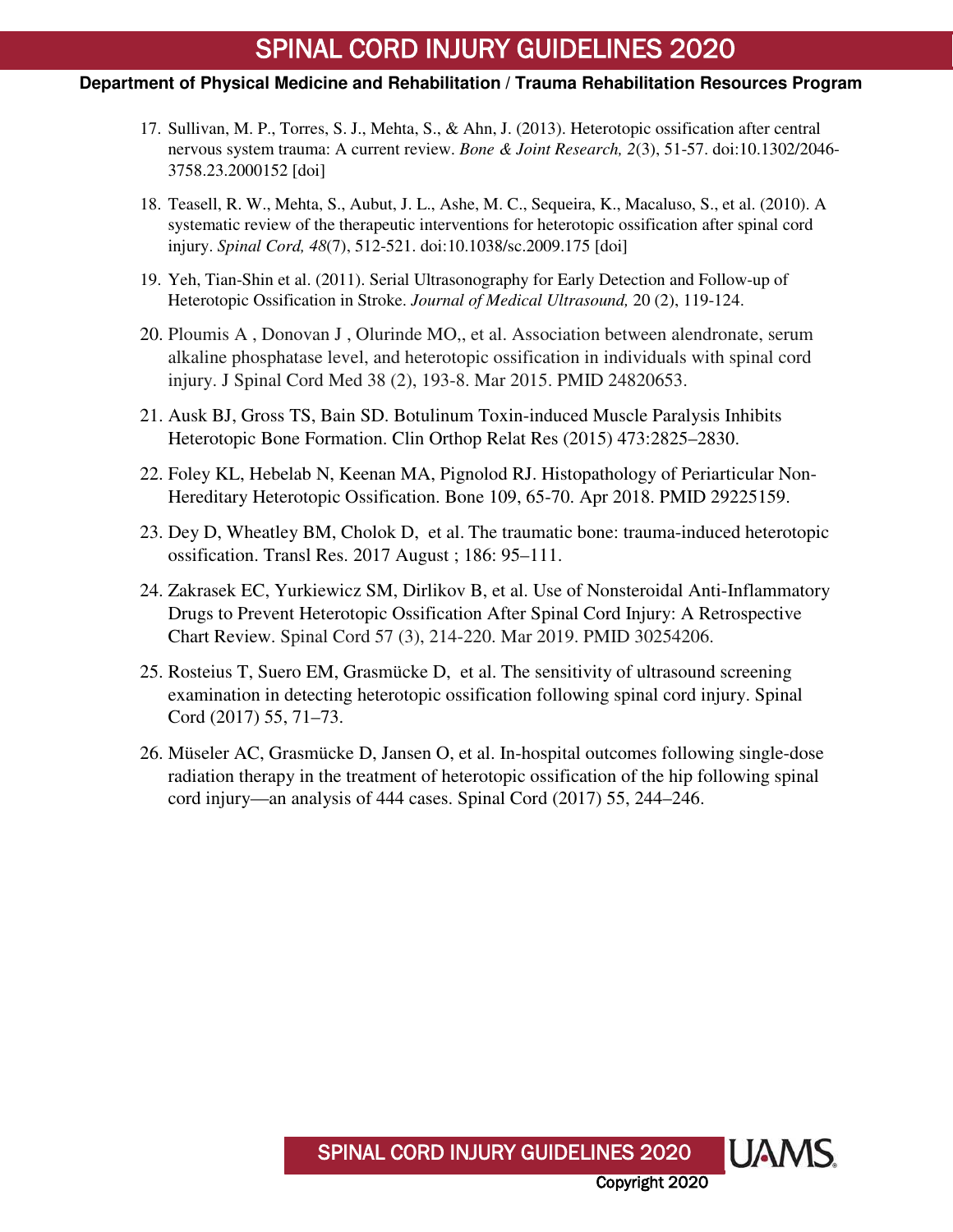17. Sullivan, M. P., Torres, S. J., Mehta, S., & Ahn, J. (2013). Heterotopic ossification after central nervous system trauma: A current review. *Bone & Joint Research, 2*(3), 51-57. doi:10.1302/2046-3758.23.2000152 [doi]

18. Teasell, R. W., Mehta, S., Aubut, J. L., Ashe, M. C., Sequeira, K., Macaluso, S., et al. (2010). A systematic review of the therapeutic interventions for heterotopic ossification after spinal cord injury. *Spinal Cord, 48*(7), 512-521. doi:10.1038/sc.2009.175 [doi]

19. Yeh, Tian-Shin et al. (2011). Serial Ultrasonography for Early Detection and Follow-up of Heterotopic Ossification in Stroke. *Journal of Medical Ultrasound,* 20 (2), 119-124.

20. Ploumis A , Donovan J , Olurinde MO,, et al. Association between alendronate, serum alkaline phosphatase level, and heterotopic ossification in individuals with spinal cord injury. J Spinal Cord Med 38 (2), 193-8. Mar 2015. PMID 24820653.

21. Ausk BJ, Gross TS, Bain SD. Botulinum Toxin-induced Muscle Paralysis Inhibits Heterotopic Bone Formation. Clin Orthop Relat Res (2015) 473:2825–2830.

22. Foley KL, Hebelab N, Keenan MA, Pignolod RJ. Histopathology of Periarticular Non-Hereditary Heterotopic Ossification. Bone 109, 65-70. Apr 2018. PMID 29225159.

23. Dey D, Wheatley BM, Cholok D, et al. The traumatic bone: trauma-induced heterotopic ossification. Transl Res. 2017 August ; 186: 95–111.

24. Zakrasek EC, Yurkiewicz SM, Dirlikov B, et al. Use of Nonsteroidal Anti-Inflammatory Drugs to Prevent Heterotopic Ossification After Spinal Cord Injury: A Retrospective Chart Review. Spinal Cord 57 (3), 214-220. Mar 2019. PMID 30254206.

25. Rosteius T, Suero EM, Grasmücke D, et al. The sensitivity of ultrasound screening examination in detecting heterotopic ossification following spinal cord injury. Spinal Cord (2017) 55, 71–73.

26. Müseler AC, Grasmücke D, Jansen O, et al. In-hospital outcomes following single-dose radiation therapy in the treatment of heterotopic ossification of the hip following spinal cord injury—an analysis of 444 cases. Spinal Cord (2017) 55, 244–246.